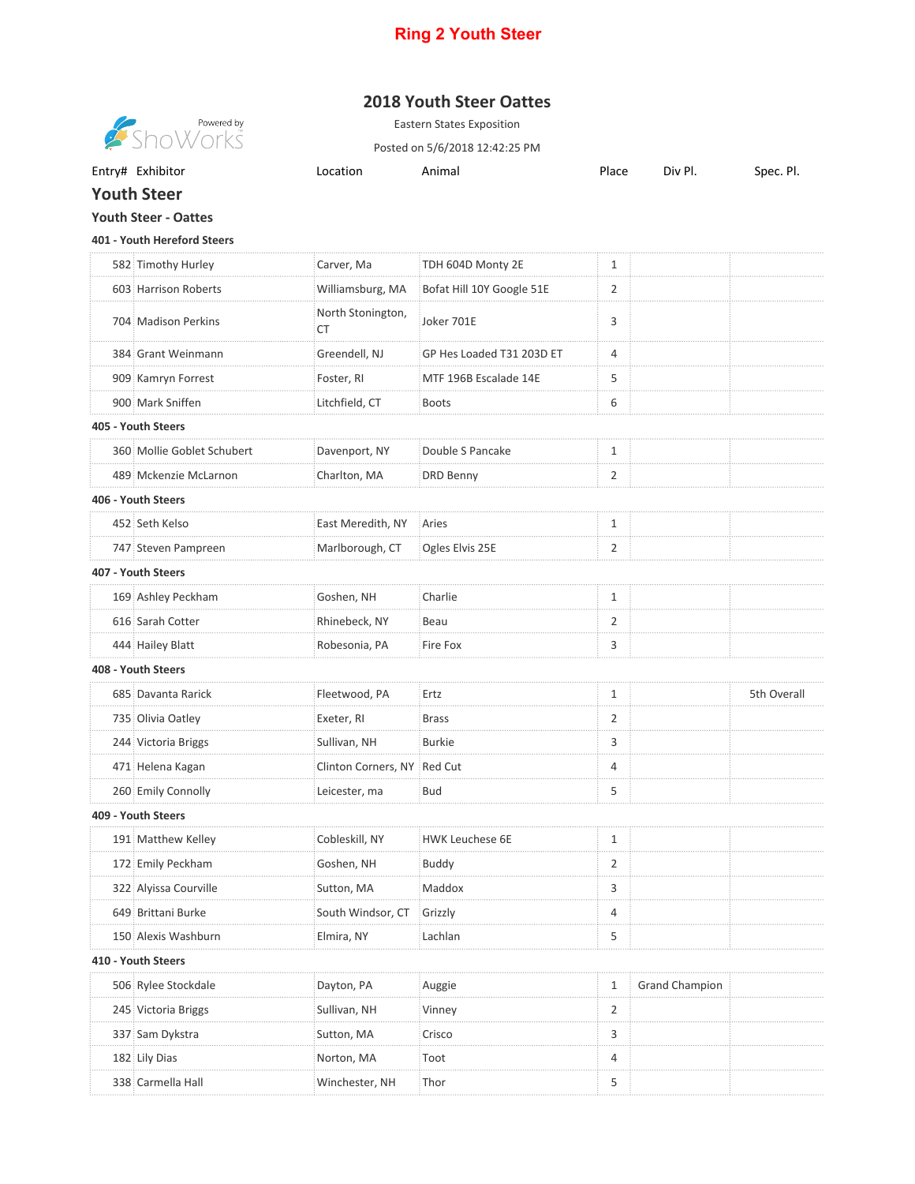# Ring 2 Youth Steer

## 2018 Youth Steer Oattes

Eastern States Exposition

Posted on 5/6/2018 12:42:25 PM

Powered by ShoWorks

| Entry# | Exhibitor | Location | Animal | Place | Div Pl. | Spec. Pl. |
|---|---|---|---|---|---|---|
| **Youth Steer** | | | | | | |
| **Youth Steer - Oattes** | | | | | | |
| **401 - Youth Hereford Steers** | | | | | | |
| 582 | Timothy Hurley | Carver, Ma | TDH 604D Monty 2E | 1 | | |
| 603 | Harrison Roberts | Williamsburg, MA | Bofat Hill 10Y Google 51E | 2 | | |
| 704 | Madison Perkins | North Stonington, CT | Joker 701E | 3 | | |
| 384 | Grant Weinmann | Greendell, NJ | GP Hes Loaded T31 203D ET | 4 | | |
| 909 | Kamryn Forrest | Foster, RI | MTF 196B Escalade 14E | 5 | | |
| 900 | Mark Sniffen | Litchfield, CT | Boots | 6 | | |
| **405 - Youth Steers** | | | | | | |
| 360 | Mollie Goblet Schubert | Davenport, NY | Double S Pancake | 1 | | |
| 489 | Mckenzie McLarnon | Charlton, MA | DRD Benny | 2 | | |
| **406 - Youth Steers** | | | | | | |
| 452 | Seth Kelso | East Meredith, NY | Aries | 1 | | |
| 747 | Steven Pampreen | Marlborough, CT | Ogles Elvis 25E | 2 | | |
| **407 - Youth Steers** | | | | | | |
| 169 | Ashley Peckham | Goshen, NH | Charlie | 1 | | |
| 616 | Sarah Cotter | Rhinebeck, NY | Beau | 2 | | |
| 444 | Hailey Blatt | Robesonia, PA | Fire Fox | 3 | | |
| **408 - Youth Steers** | | | | | | |
| 685 | Davanta Rarick | Fleetwood, PA | Ertz | 1 | | 5th Overall |
| 735 | Olivia Oatley | Exeter, RI | Brass | 2 | | |
| 244 | Victoria Briggs | Sullivan, NH | Burkie | 3 | | |
| 471 | Helena Kagan | Clinton Corners, NY | Red Cut | 4 | | |
| 260 | Emily Connolly | Leicester, ma | Bud | 5 | | |
| **409 - Youth Steers** | | | | | | |
| 191 | Matthew Kelley | Cobleskill, NY | HWK Leuchese 6E | 1 | | |
| 172 | Emily Peckham | Goshen, NH | Buddy | 2 | | |
| 322 | Alyissa Courville | Sutton, MA | Maddox | 3 | | |
| 649 | Brittani Burke | South Windsor, CT | Grizzly | 4 | | |
| 150 | Alexis Washburn | Elmira, NY | Lachlan | 5 | | |
| **410 - Youth Steers** | | | | | | |
| 506 | Rylee Stockdale | Dayton, PA | Auggie | 1 | Grand Champion | |
| 245 | Victoria Briggs | Sullivan, NH | Vinney | 2 | | |
| 337 | Sam Dykstra | Sutton, MA | Crisco | 3 | | |
| 182 | Lily Dias | Norton, MA | Toot | 4 | | |
| 338 | Carmella Hall | Winchester, NH | Thor | 5 | | |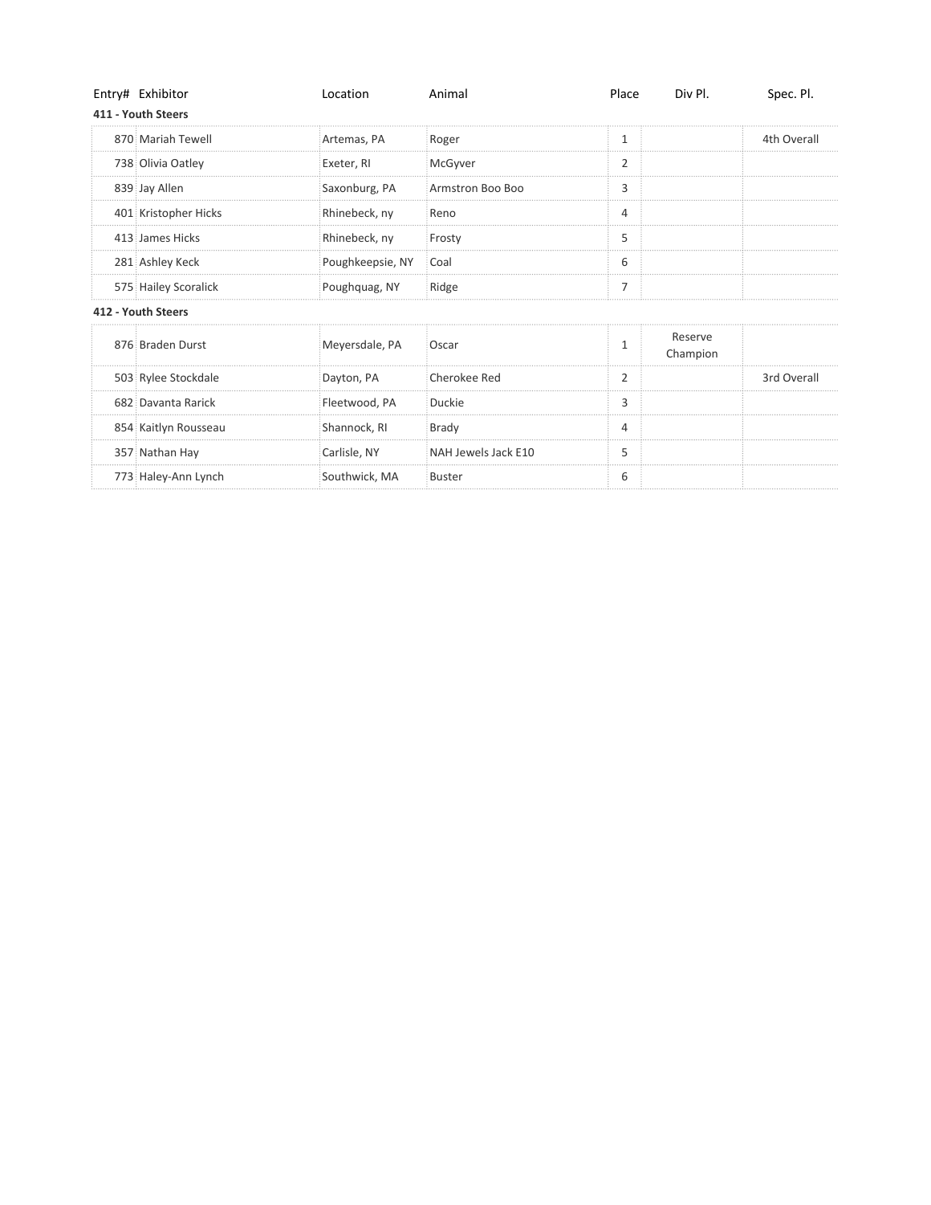| Entry# | Exhibitor | Location | Animal | Place | Div Pl. | Spec. Pl. |
|---|---|---|---|---|---|---|
| **411 - Youth Steers** | | | | | | |
| 870 | Mariah Tewell | Artemas, PA | Roger | 1 | | 4th Overall |
| 738 | Olivia Oatley | Exeter, RI | McGyver | 2 | | |
| 839 | Jay Allen | Saxonburg, PA | Armstron Boo Boo | 3 | | |
| 401 | Kristopher Hicks | Rhinebeck, ny | Reno | 4 | | |
| 413 | James Hicks | Rhinebeck, ny | Frosty | 5 | | |
| 281 | Ashley Keck | Poughkeepsie, NY | Coal | 6 | | |
| 575 | Hailey Scoralick | Poughquag, NY | Ridge | 7 | | |
| **412 - Youth Steers** | | | | | | |
| 876 | Braden Durst | Meyersdale, PA | Oscar | 1 | Reserve Champion | |
| 503 | Rylee Stockdale | Dayton, PA | Cherokee Red | 2 | | 3rd Overall |
| 682 | Davanta Rarick | Fleetwood, PA | Duckie | 3 | | |
| 854 | Kaitlyn Rousseau | Shannock, RI | Brady | 4 | | |
| 357 | Nathan Hay | Carlisle, NY | NAH Jewels Jack E10 | 5 | | |
| 773 | Haley-Ann Lynch | Southwick, MA | Buster | 6 | | |